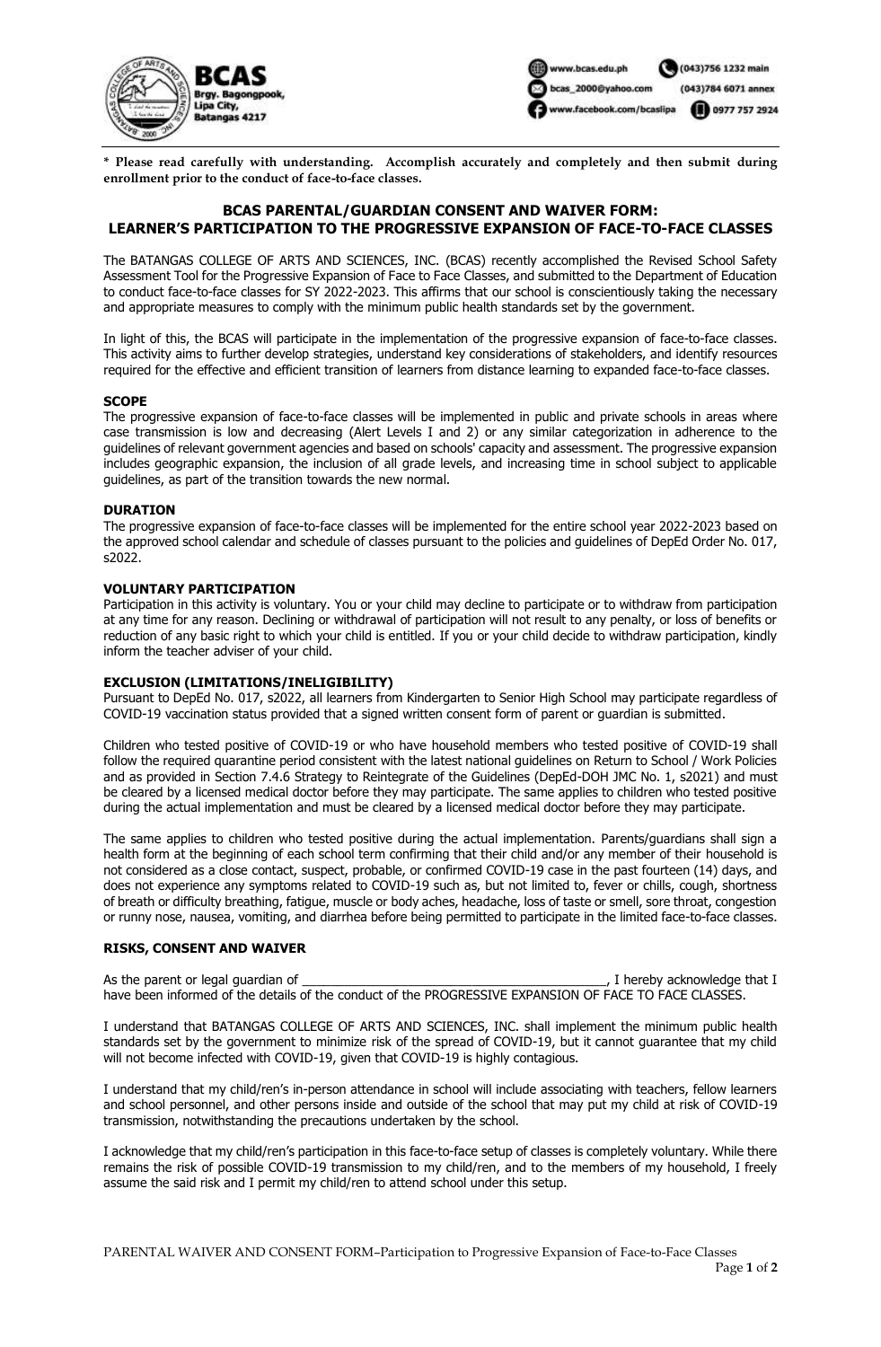**BCAS**
Brgy. Bagongpook, Lipa City, Batangas 4217

www.bcas.edu.ph | (043)756 1232 main
bcas_2000@yahoo.com | (043)784 6071 annex
www.facebook.com/bcaslipa | 0977 757 2924

**\* Please read carefully with understanding. Accomplish accurately and completely and then submit during enrollment prior to the conduct of face-to-face classes.**

## BCAS PARENTAL/GUARDIAN CONSENT AND WAIVER FORM: LEARNER'S PARTICIPATION TO THE PROGRESSIVE EXPANSION OF FACE-TO-FACE CLASSES

The BATANGAS COLLEGE OF ARTS AND SCIENCES, INC. (BCAS) recently accomplished the Revised School Safety Assessment Tool for the Progressive Expansion of Face to Face Classes, and submitted to the Department of Education to conduct face-to-face classes for SY 2022-2023. This affirms that our school is conscientiously taking the necessary and appropriate measures to comply with the minimum public health standards set by the government.

In light of this, the BCAS will participate in the implementation of the progressive expansion of face-to-face classes. This activity aims to further develop strategies, understand key considerations of stakeholders, and identify resources required for the effective and efficient transition of learners from distance learning to expanded face-to-face classes.

### SCOPE

The progressive expansion of face-to-face classes will be implemented in public and private schools in areas where case transmission is low and decreasing (Alert Levels I and 2) or any similar categorization in adherence to the guidelines of relevant government agencies and based on schools' capacity and assessment. The progressive expansion includes geographic expansion, the inclusion of all grade levels, and increasing time in school subject to applicable guidelines, as part of the transition towards the new normal.

### DURATION

The progressive expansion of face-to-face classes will be implemented for the entire school year 2022-2023 based on the approved school calendar and schedule of classes pursuant to the policies and guidelines of DepEd Order No. 017, s2022.

### VOLUNTARY PARTICIPATION

Participation in this activity is voluntary. You or your child may decline to participate or to withdraw from participation at any time for any reason. Declining or withdrawal of participation will not result to any penalty, or loss of benefits or reduction of any basic right to which your child is entitled. If you or your child decide to withdraw participation, kindly inform the teacher adviser of your child.

### EXCLUSION (LIMITATIONS/INELIGIBILITY)

Pursuant to DepEd No. 017, s2022, all learners from Kindergarten to Senior High School may participate regardless of COVID-19 vaccination status provided that a signed written consent form of parent or guardian is submitted.

Children who tested positive of COVID-19 or who have household members who tested positive of COVID-19 shall follow the required quarantine period consistent with the latest national guidelines on Return to School / Work Policies and as provided in Section 7.4.6 Strategy to Reintegrate of the Guidelines (DepEd-DOH JMC No. 1, s2021) and must be cleared by a licensed medical doctor before they may participate. The same applies to children who tested positive during the actual implementation and must be cleared by a licensed medical doctor before they may participate.

The same applies to children who tested positive during the actual implementation. Parents/guardians shall sign a health form at the beginning of each school term confirming that their child and/or any member of their household is not considered as a close contact, suspect, probable, or confirmed COVID-19 case in the past fourteen (14) days, and does not experience any symptoms related to COVID-19 such as, but not limited to, fever or chills, cough, shortness of breath or difficulty breathing, fatigue, muscle or body aches, headache, loss of taste or smell, sore throat, congestion or runny nose, nausea, vomiting, and diarrhea before being permitted to participate in the limited face-to-face classes.

### RISKS, CONSENT AND WAIVER

As the parent or legal guardian of ___________________________________________, I hereby acknowledge that I have been informed of the details of the conduct of the PROGRESSIVE EXPANSION OF FACE TO FACE CLASSES.

I understand that BATANGAS COLLEGE OF ARTS AND SCIENCES, INC. shall implement the minimum public health standards set by the government to minimize risk of the spread of COVID-19, but it cannot guarantee that my child will not become infected with COVID-19, given that COVID-19 is highly contagious.

I understand that my child/ren's in-person attendance in school will include associating with teachers, fellow learners and school personnel, and other persons inside and outside of the school that may put my child at risk of COVID-19 transmission, notwithstanding the precautions undertaken by the school.

I acknowledge that my child/ren's participation in this face-to-face setup of classes is completely voluntary. While there remains the risk of possible COVID-19 transmission to my child/ren, and to the members of my household, I freely assume the said risk and I permit my child/ren to attend school under this setup.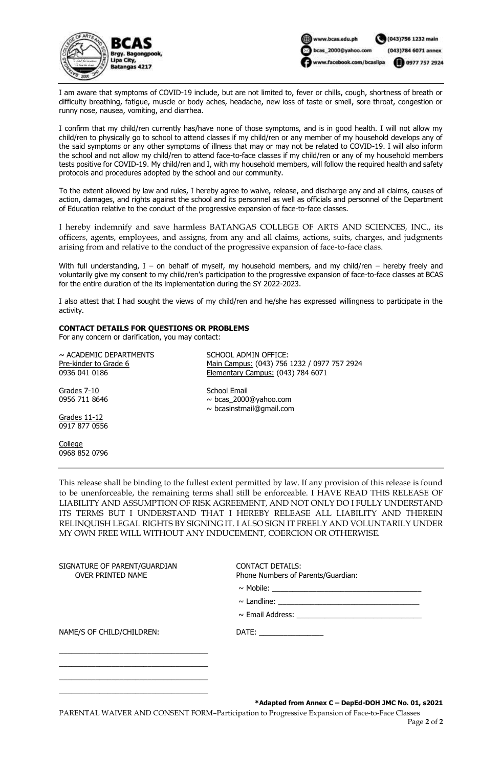I am aware that symptoms of COVID-19 include, but are not limited to, fever or chills, cough, shortness of breath or difficulty breathing, fatigue, muscle or body aches, headache, new loss of taste or smell, sore throat, congestion or runny nose, nausea, vomiting, and diarrhea.

I confirm that my child/ren currently has/have none of those symptoms, and is in good health. I will not allow my child/ren to physically go to school to attend classes if my child/ren or any member of my household develops any of the said symptoms or any other symptoms of illness that may or may not be related to COVID-19. I will also inform the school and not allow my child/ren to attend face-to-face classes if my child/ren or any of my household members tests positive for COVID-19. My child/ren and I, with my household members, will follow the required health and safety protocols and procedures adopted by the school and our community.

To the extent allowed by law and rules, I hereby agree to waive, release, and discharge any and all claims, causes of action, damages, and rights against the school and its personnel as well as officials and personnel of the Department of Education relative to the conduct of the progressive expansion of face-to-face classes.

I hereby indemnify and save harmless BATANGAS COLLEGE OF ARTS AND SCIENCES, INC., its officers, agents, employees, and assigns, from any and all claims, actions, suits, charges, and judgments arising from and relative to the conduct of the progressive expansion of face-to-face class.

With full understanding, I – on behalf of myself, my household members, and my child/ren – hereby freely and voluntarily give my consent to my child/ren's participation to the progressive expansion of face-to-face classes at BCAS for the entire duration of the its implementation during the SY 2022-2023.

I also attest that I had sought the views of my child/ren and he/she has expressed willingness to participate in the activity.

**CONTACT DETAILS FOR QUESTIONS OR PROBLEMS**

For any concern or clarification, you may contact:

~ ACADEMIC DEPARTMENTS

Pre-kinder to Grade 6
0936 041 0186

Grades 7-10
0956 711 8646

Grades 11-12
0917 877 0556

College
0968 852 0796

SCHOOL ADMIN OFFICE:

Main Campus: (043) 756 1232 / 0977 757 2924
Elementary Campus: (043) 784 6071

School Email
~ bcas_2000@yahoo.com
~ bcasinstmail@gmail.com

---

This release shall be binding to the fullest extent permitted by law. If any provision of this release is found to be unenforceable, the remaining terms shall still be enforceable. I HAVE READ THIS RELEASE OF LIABILITY AND ASSUMPTION OF RISK AGREEMENT, AND NOT ONLY DO I FULLY UNDERSTAND ITS TERMS BUT I UNDERSTAND THAT I HEREBY RELEASE ALL LIABILITY AND THEREIN RELINQUISH LEGAL RIGHTS BY SIGNING IT. I ALSO SIGN IT FREELY AND VOLUNTARILY UNDER MY OWN FREE WILL WITHOUT ANY INDUCEMENT, COERCION OR OTHERWISE.

SIGNATURE OF PARENT/GUARDIAN
OVER PRINTED NAME

CONTACT DETAILS:
Phone Numbers of Parents/Guardian:

~ Mobile: ____________________________________

~ Landline: __________________________________

~ Email Address: ______________________________

NAME/S OF CHILD/CHILDREN:

DATE: ________________

____________________________________

____________________________________

____________________________________

____________________________________

**\*Adapted from Annex C – DepEd-DOH JMC No. 01, s2021**

PARENTAL WAIVER AND CONSENT FORM–Participation to Progressive Expansion of Face-to-Face Classes